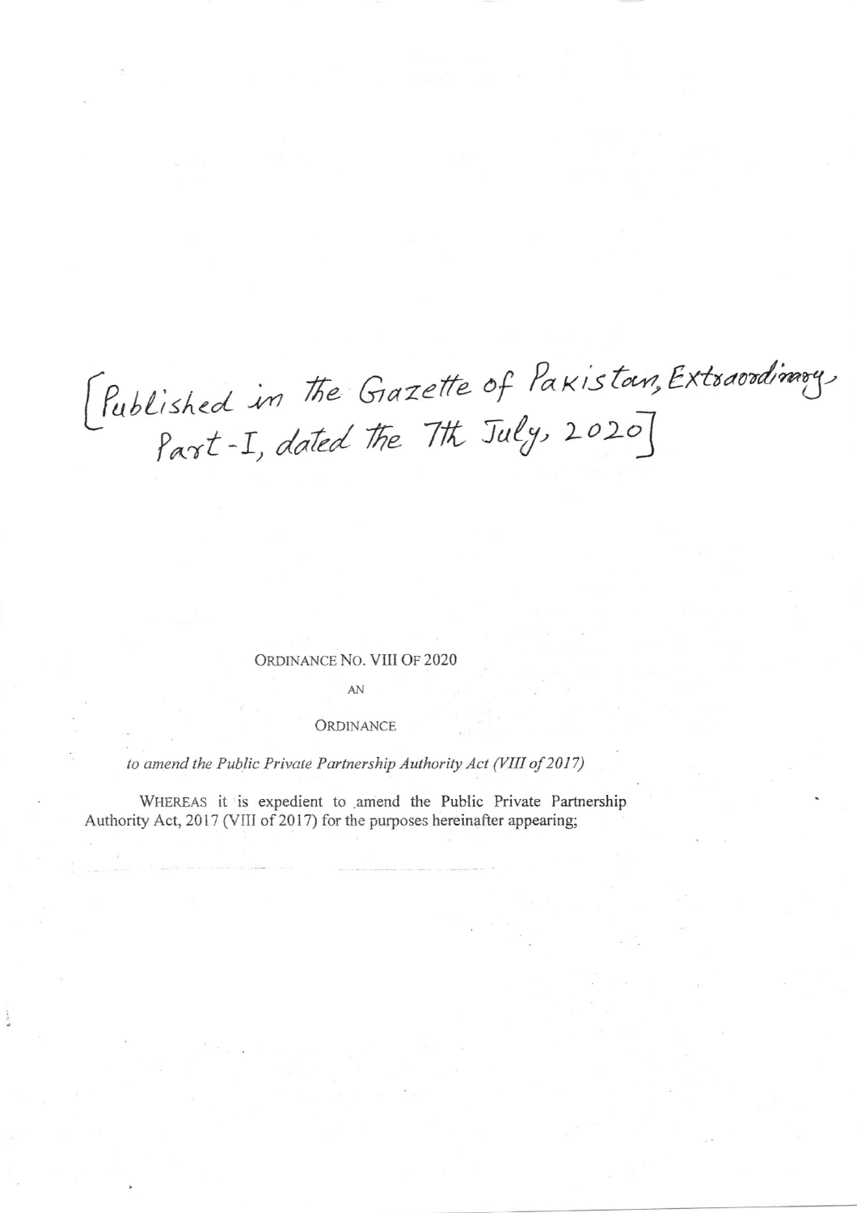[Published in the Gazette of Pakistan, Extraordinary, Part-I, dated the 7th July, 2020]

ORDINANCE NO. VIII OF 2020

AN

ORDINANCE

*to amend the Public Private Partnership Authority Act (VIII of 2017)*

WHEREAS it is expedient to amend the Public Private Partnership Authority Act, 2017 (VIII of 2017) for the purposes hereinafter appearing;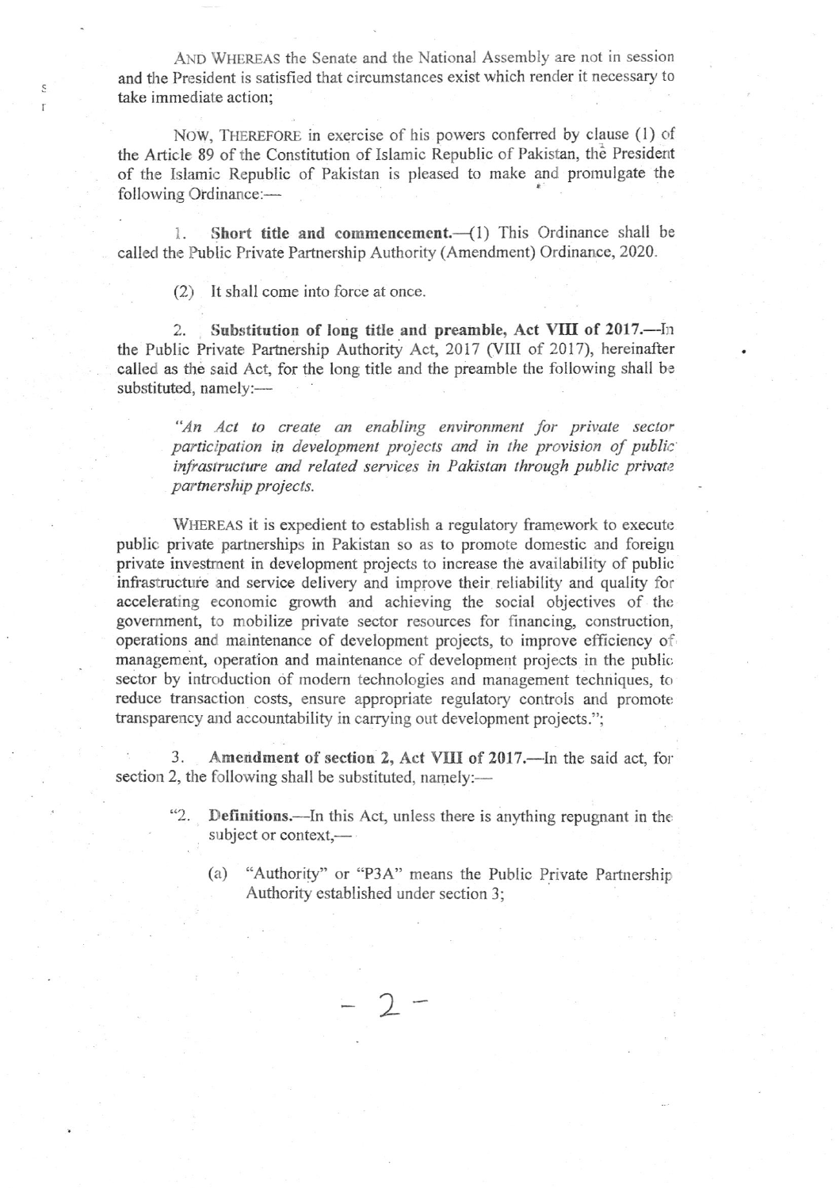AND WHEREAS the Senate and the National Assembly are not in session and the President is satisfied that circumstances exist which render it necessary to take immediate action;

NOW, THEREFORE in exercise of his powers conferred by clause (1) of the Article 89 of the Constitution of Islamic Republic of Pakistan, the President of the Islamic Republic of Pakistan is pleased to make and promulgate the following Ordinance:—

1. **Short title and commencement.**—(1) This Ordinance shall be called the Public Private Partnership Authority (Amendment) Ordinance, 2020.

(2) It shall come into force at once.

2. **Substitution of long title and preamble, Act VIII of 2017.**—In the Public Private Partnership Authority Act, 2017 (VIII of 2017), hereinafter called as the said Act, for the long title and the preamble the following shall be substituted, namely:—

> *"An Act to create an enabling environment for private sector participation in development projects and in the provision of public infrastructure and related services in Pakistan through public private partnership projects.*

WHEREAS it is expedient to establish a regulatory framework to execute public private partnerships in Pakistan so as to promote domestic and foreign private investment in development projects to increase the availability of public infrastructure and service delivery and improve their reliability and quality for accelerating economic growth and achieving the social objectives of the government, to mobilize private sector resources for financing, construction, operations and maintenance of development projects, to improve efficiency of management, operation and maintenance of development projects in the public sector by introduction of modern technologies and management techniques, to reduce transaction costs, ensure appropriate regulatory controls and promote transparency and accountability in carrying out development projects.";

3. **Amendment of section 2, Act VIII of 2017.**—In the said act, for section 2, the following shall be substituted, namely:—

"2. **Definitions.**—In this Act, unless there is anything repugnant in the subject or context,—

(a) "Authority" or "P3A" means the Public Private Partnership Authority established under section 3;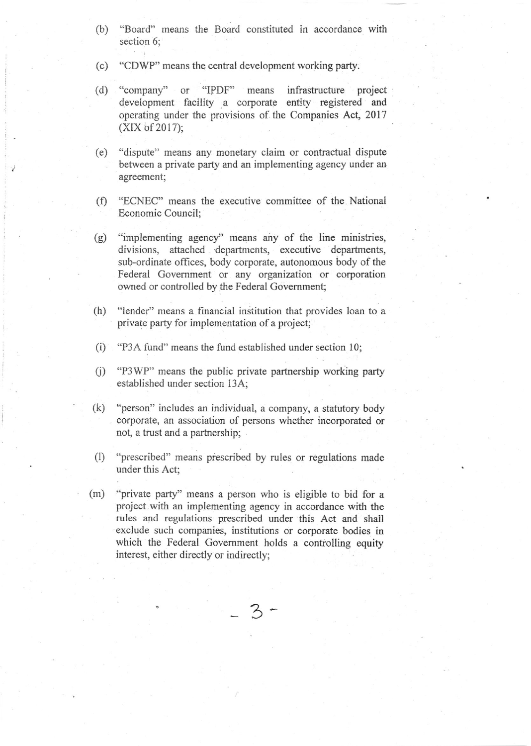(b) "Board" means the Board constituted in accordance with section 6;

(c) "CDWP" means the central development working party.

(d) "company" or "IPDF" means infrastructure project development facility a corporate entity registered and operating under the provisions of the Companies Act, 2017 (XIX of 2017);

(e) "dispute" means any monetary claim or contractual dispute between a private party and an implementing agency under an agreement;

(f) "ECNEC" means the executive committee of the National Economic Council;

(g) "implementing agency" means any of the line ministries, divisions, attached departments, executive departments, sub-ordinate offices, body corporate, autonomous body of the Federal Government or any organization or corporation owned or controlled by the Federal Government;

(h) "lender" means a financial institution that provides loan to a private party for implementation of a project;

(i) "P3A fund" means the fund established under section 10;

(j) "P3WP" means the public private partnership working party established under section 13A;

(k) "person" includes an individual, a company, a statutory body corporate, an association of persons whether incorporated or not, a trust and a partnership;

(l) "prescribed" means prescribed by rules or regulations made under this Act;

(m) "private party" means a person who is eligible to bid for a project with an implementing agency in accordance with the rules and regulations prescribed under this Act and shall exclude such companies, institutions or corporate bodies in which the Federal Government holds a controlling equity interest, either directly or indirectly;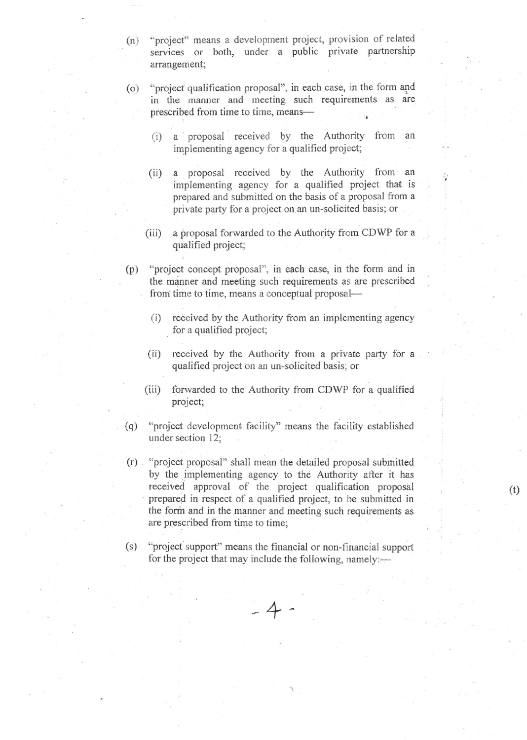(n) "project" means a development project, provision of related services or both, under a public private partnership arrangement;

(o) "project qualification proposal", in each case, in the form and in the manner and meeting such requirements as are prescribed from time to time, means—

   (i) a proposal received by the Authority from an implementing agency for a qualified project;

   (ii) a proposal received by the Authority from an implementing agency for a qualified project that is prepared and submitted on the basis of a proposal from a private party for a project on an un-solicited basis; or

   (iii) a proposal forwarded to the Authority from CDWP for a qualified project;

(p) "project concept proposal", in each case, in the form and in the manner and meeting such requirements as are prescribed from time to time, means a conceptual proposal—

   (i) received by the Authority from an implementing agency for a qualified project;

   (ii) received by the Authority from a private party for a qualified project on an un-solicited basis; or

   (iii) forwarded to the Authority from CDWP for a qualified project;

(q) "project development facility" means the facility established under section 12;

(r) "project proposal" shall mean the detailed proposal submitted by the implementing agency to the Authority after it has received approval of the project qualification proposal prepared in respect of a qualified project, to be submitted in the form and in the manner and meeting such requirements as are prescribed from time to time;

(s) "project support" means the financial or non-financial support for the project that may include the following, namely:—

(t)